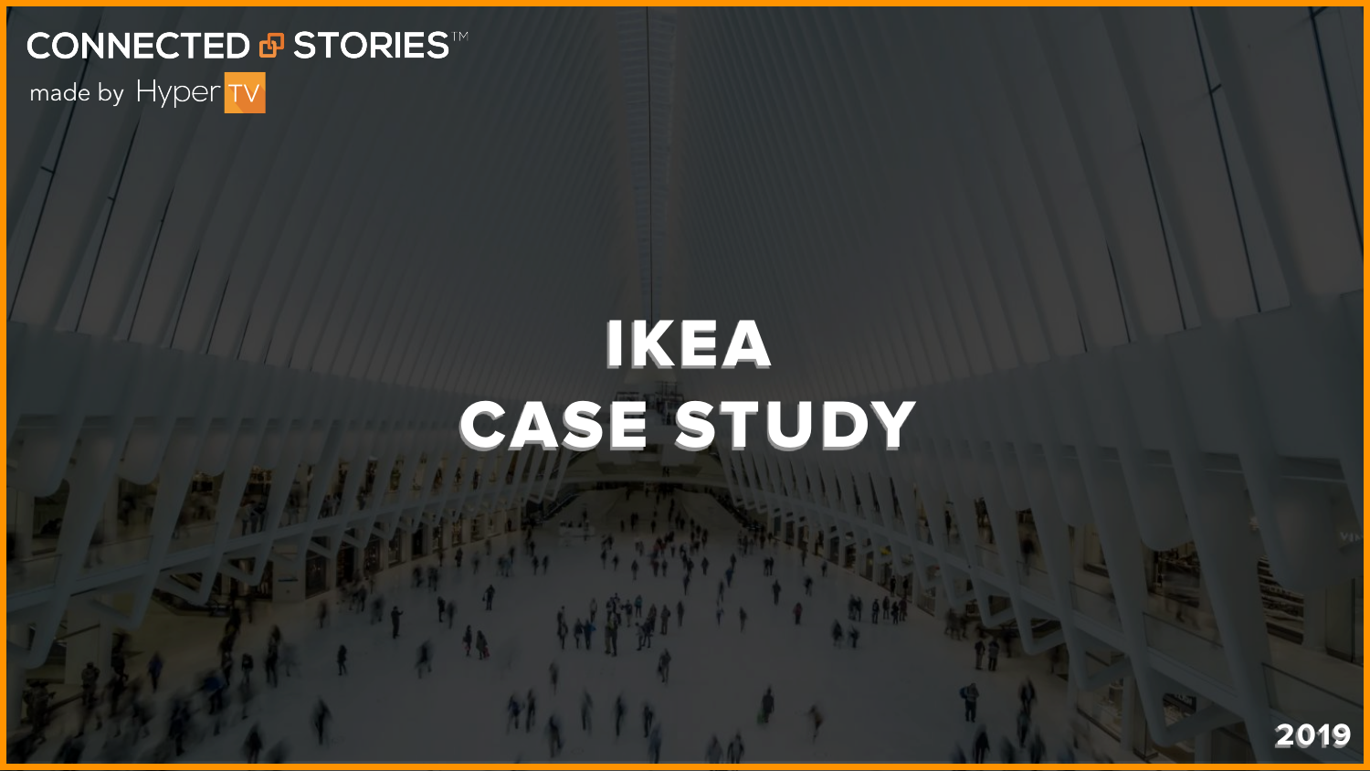CONNECTED STORIES™

made by HyperTV

# IKEA CASE STUDY

2019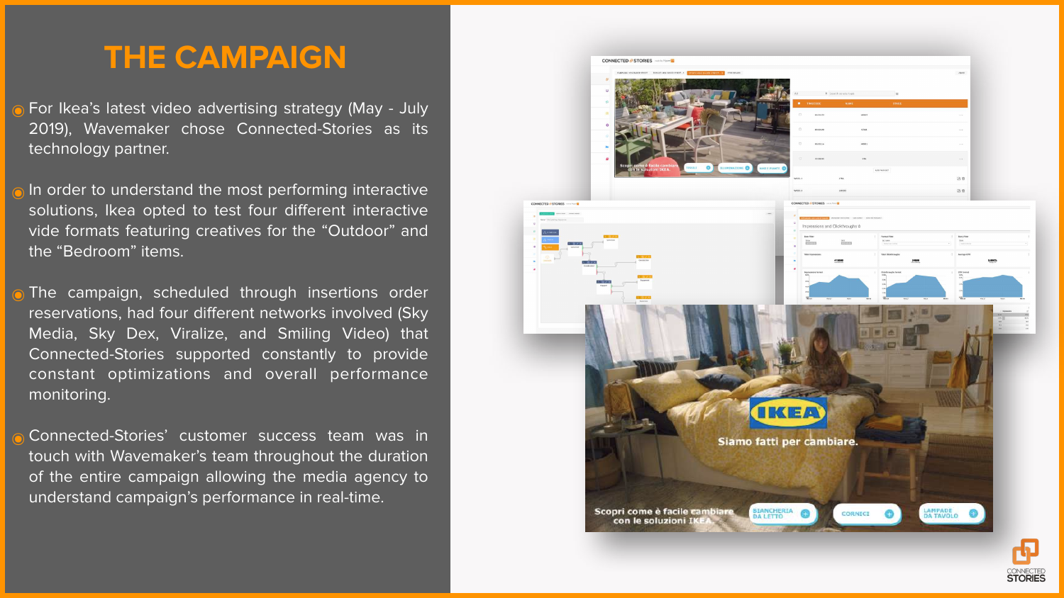# THE CAMPAIGN

- For Ikea's latest video advertising strategy (May - July 2019), Wavemaker chose Connected-Stories as its technology partner.
- In order to understand the most performing interactive solutions, Ikea opted to test four different interactive vide formats featuring creatives for the "Outdoor" and the "Bedroom" items.
- The campaign, scheduled through insertions order reservations, had four different networks involved (Sky Media, Sky Dex, Viralize, and Smiling Video) that Connected-Stories supported constantly to provide constant optimizations and overall performance monitoring.
- Connected-Stories' customer success team was in touch with Wavemaker's team throughout the duration of the entire campaign allowing the media agency to understand campaign's performance in real-time.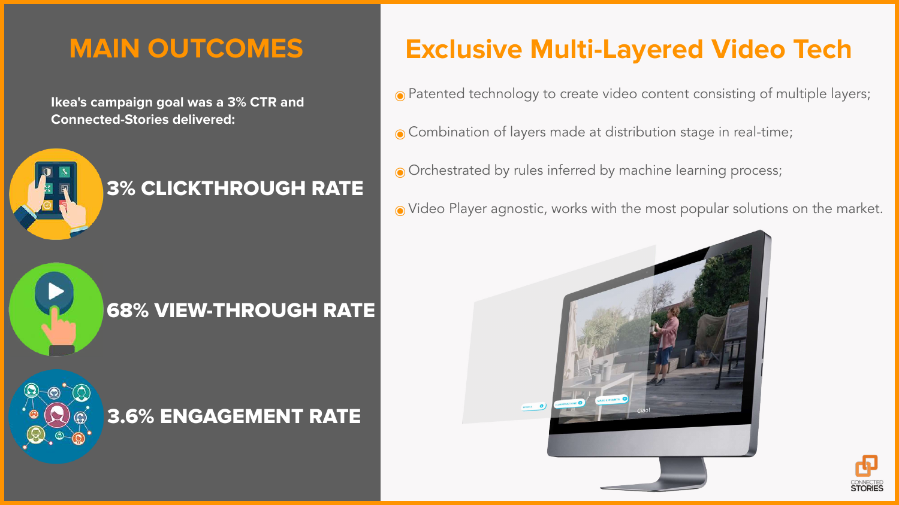## MAIN OUTCOMES

**Ikea's campaign goal was a 3% CTR and Connected-Stories delivered:**

**3% CLICKTHROUGH RATE**

**68% VIEW-THROUGH RATE**

**3.6% ENGAGEMENT RATE**

## Exclusive Multi-Layered Video Tech

- Patented technology to create video content consisting of multiple layers;
- Combination of layers made at distribution stage in real-time;
- Orchestrated by rules inferred by machine learning process;
- Video Player agnostic, works with the most popular solutions on the market.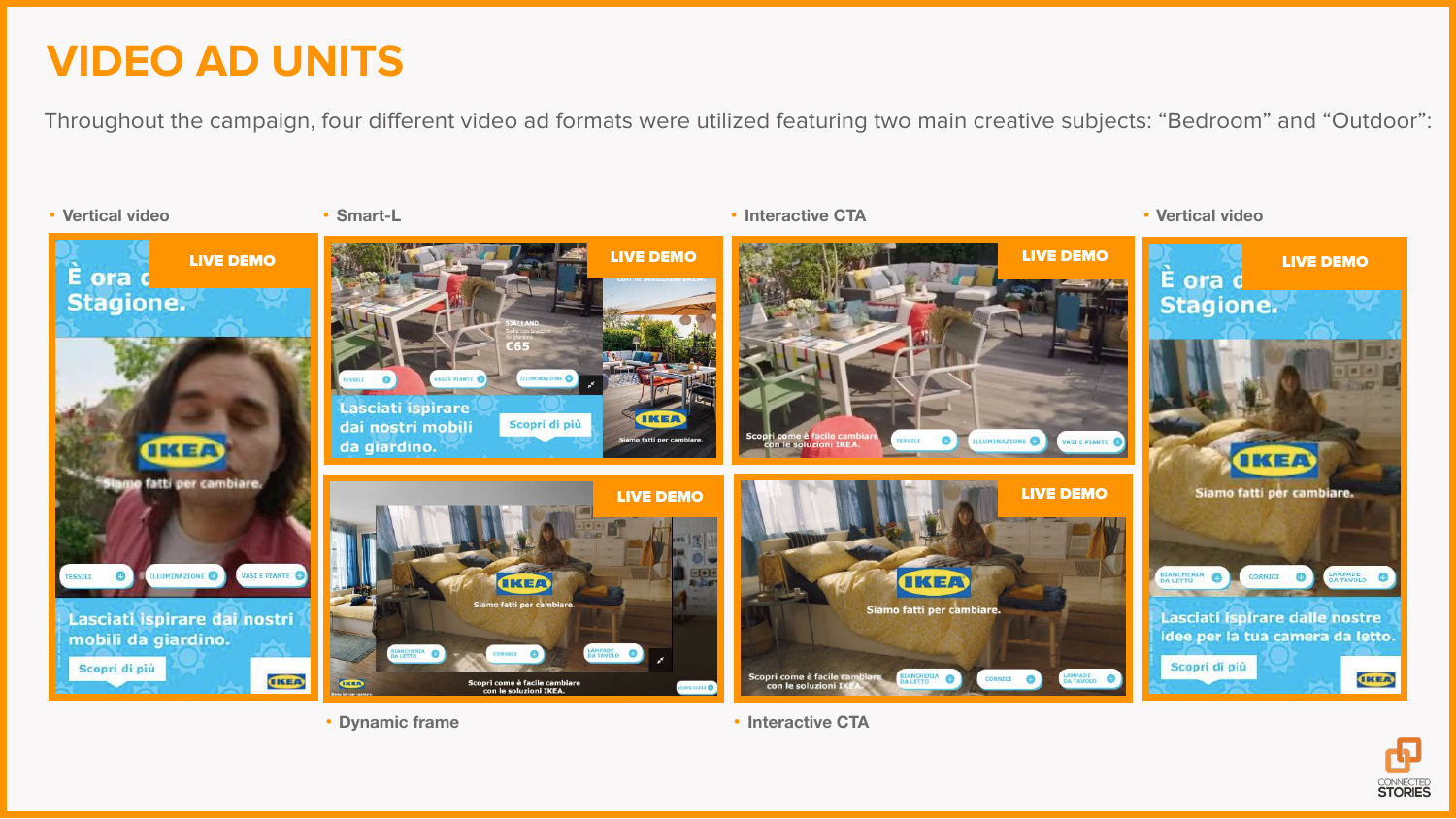# VIDEO AD UNITS

Throughout the campaign, four different video ad formats were utilized featuring two main creative subjects: "Bedroom" and "Outdoor":

- Vertical video
- Smart-L
- Interactive CTA
- Vertical video
- Dynamic frame
- Interactive CTA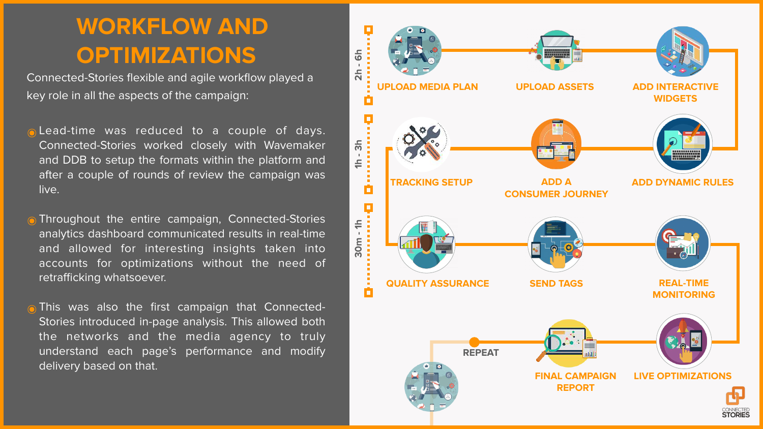# WORKFLOW AND OPTIMIZATIONS

Connected-Stories flexible and agile workflow played a key role in all the aspects of the campaign:

- Lead-time was reduced to a couple of days. Connected-Stories worked closely with Wavemaker and DDB to setup the formats within the platform and after a couple of rounds of review the campaign was live.
- Throughout the entire campaign, Connected-Stories analytics dashboard communicated results in real-time and allowed for interesting insights taken into accounts for optimizations without the need of retrafficking whatsoever.
- This was also the first campaign that Connected-Stories introduced in-page analysis. This allowed both the networks and the media agency to truly understand each page's performance and modify delivery based on that.

2h - 6h

UPLOAD MEDIA PLAN → UPLOAD ASSETS → ADD INTERACTIVE WIDGETS

1h - 3h

ADD DYNAMIC RULES → ADD A CONSUMER JOURNEY → TRACKING SETUP

30m - 1h

QUALITY ASSURANCE → SEND TAGS → REAL-TIME MONITORING

LIVE OPTIMIZATIONS → FINAL CAMPAIGN REPORT → REPEAT

CONNECTED STORIES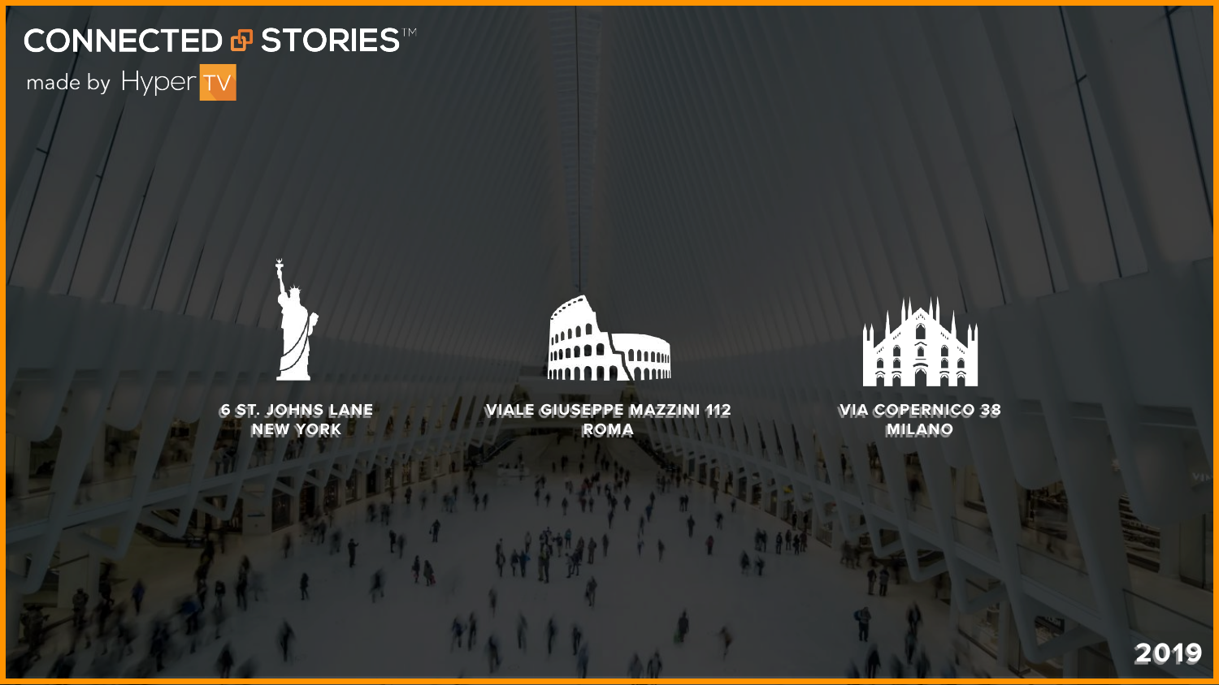# CONNECTED STORIES™

made by HyperTV

6 ST. JOHNS LANE
NEW YORK

VIALE GIUSEPPE MAZZINI 112
ROMA

VIA COPERNICO 38
MILANO

2019